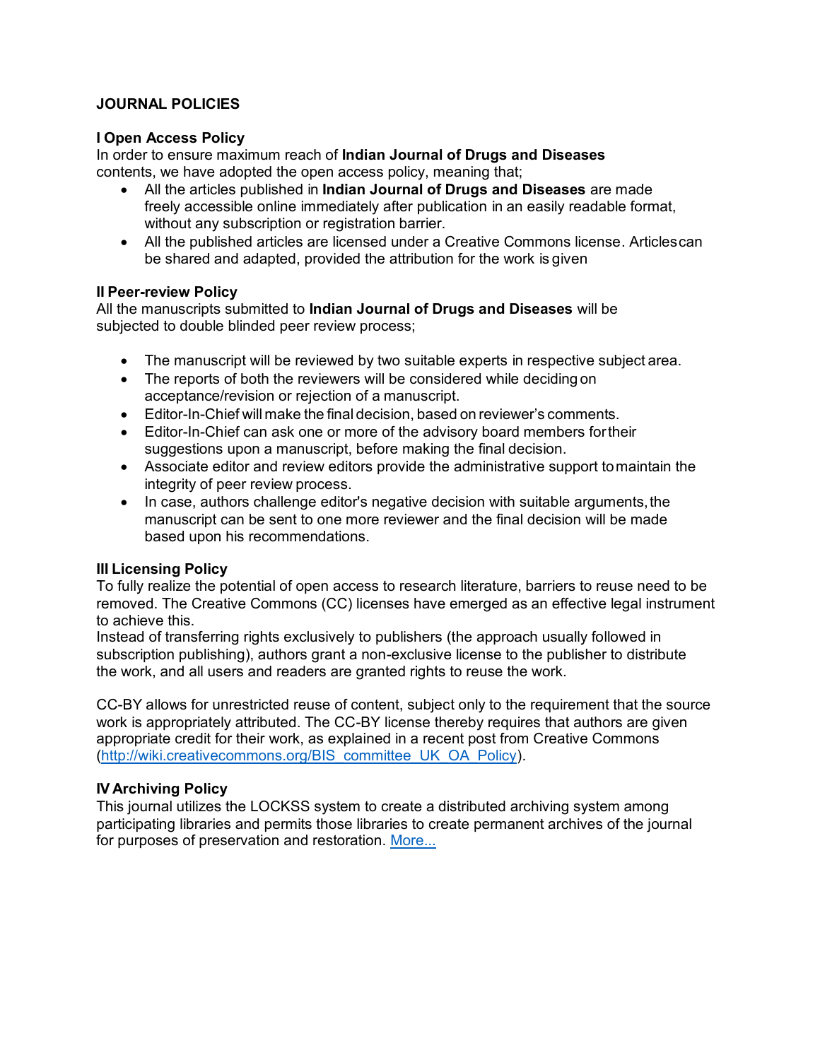# JOURNAL POLICIES

## I Open Access Policy

In order to ensure maximum reach of **Indian Journal of Drugs and Diseases** contents, we have adopted the open access policy, meaning that;

- All the articles published in **Indian Journal of Drugs and Diseases** are made freely accessible online immediately after publication in an easily readable format, without any subscription or registration barrier.
- All the published articles are licensed under a Creative Commons license. Articles can be shared and adapted, provided the attribution for the work is given

## II Peer-review Policy

All the manuscripts submitted to **Indian Journal of Drugs and Diseases** will be subjected to double blinded peer review process;

- The manuscript will be reviewed by two suitable experts in respective subject area.
- The reports of both the reviewers will be considered while deciding on acceptance/revision or rejection of a manuscript.
- Editor-In-Chief will make the final decision, based on reviewer's comments.
- Editor-In-Chief can ask one or more of the advisory board members for their suggestions upon a manuscript, before making the final decision.
- Associate editor and review editors provide the administrative support to maintain the integrity of peer review process.
- In case, authors challenge editor's negative decision with suitable arguments, the manuscript can be sent to one more reviewer and the final decision will be made based upon his recommendations.

## III Licensing Policy

To fully realize the potential of open access to research literature, barriers to reuse need to be removed. The Creative Commons (CC) licenses have emerged as an effective legal instrument to achieve this.

Instead of transferring rights exclusively to publishers (the approach usually followed in subscription publishing), authors grant a non-exclusive license to the publisher to distribute the work, and all users and readers are granted rights to reuse the work.

CC-BY allows for unrestricted reuse of content, subject only to the requirement that the source work is appropriately attributed. The CC-BY license thereby requires that authors are given appropriate credit for their work, as explained in a recent post from Creative Commons (http://wiki.creativecommons.org/BIS_committee_UK_OA_Policy).

## IV Archiving Policy

This journal utilizes the LOCKSS system to create a distributed archiving system among participating libraries and permits those libraries to create permanent archives of the journal for purposes of preservation and restoration. More...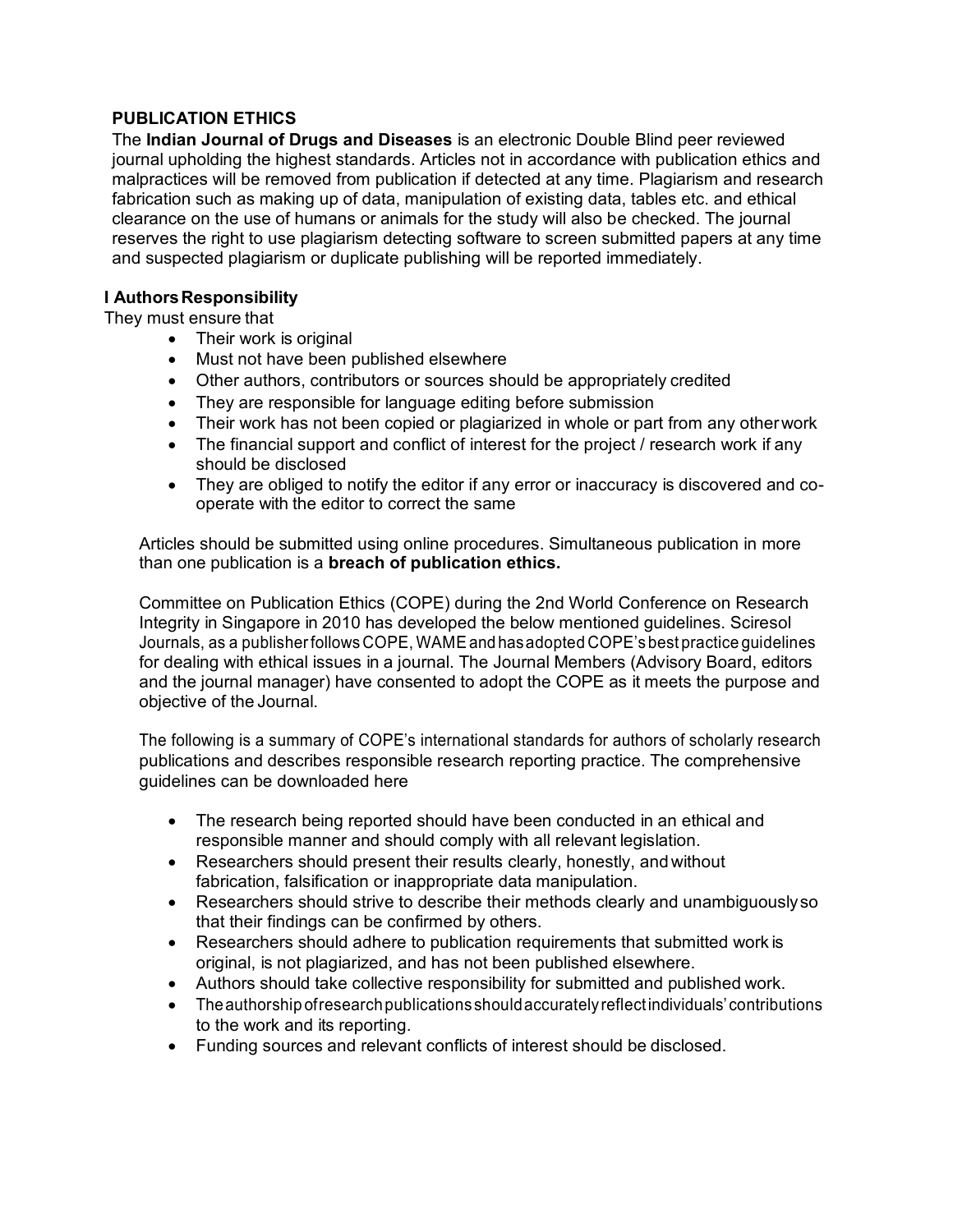## PUBLICATION ETHICS

The **Indian Journal of Drugs and Diseases** is an electronic Double Blind peer reviewed journal upholding the highest standards. Articles not in accordance with publication ethics and malpractices will be removed from publication if detected at any time. Plagiarism and research fabrication such as making up of data, manipulation of existing data, tables etc. and ethical clearance on the use of humans or animals for the study will also be checked. The journal reserves the right to use plagiarism detecting software to screen submitted papers at any time and suspected plagiarism or duplicate publishing will be reported immediately.

### I Authors Responsibility

They must ensure that

- Their work is original
- Must not have been published elsewhere
- Other authors, contributors or sources should be appropriately credited
- They are responsible for language editing before submission
- Their work has not been copied or plagiarized in whole or part from any other work
- The financial support and conflict of interest for the project / research work if any should be disclosed
- They are obliged to notify the editor if any error or inaccuracy is discovered and co-operate with the editor to correct the same

Articles should be submitted using online procedures. Simultaneous publication in more than one publication is a **breach of publication ethics.**

Committee on Publication Ethics (COPE) during the 2nd World Conference on Research Integrity in Singapore in 2010 has developed the below mentioned guidelines. Sciresol Journals, as a publisher follows COPE, WAME and has adopted COPE's best practice guidelines for dealing with ethical issues in a journal. The Journal Members (Advisory Board, editors and the journal manager) have consented to adopt the COPE as it meets the purpose and objective of the Journal.

The following is a summary of COPE's international standards for authors of scholarly research publications and describes responsible research reporting practice. The comprehensive guidelines can be downloaded here

- The research being reported should have been conducted in an ethical and responsible manner and should comply with all relevant legislation.
- Researchers should present their results clearly, honestly, and without fabrication, falsification or inappropriate data manipulation.
- Researchers should strive to describe their methods clearly and unambiguously so that their findings can be confirmed by others.
- Researchers should adhere to publication requirements that submitted work is original, is not plagiarized, and has not been published elsewhere.
- Authors should take collective responsibility for submitted and published work.
- The authorship of research publications should accurately reflect individuals' contributions to the work and its reporting.
- Funding sources and relevant conflicts of interest should be disclosed.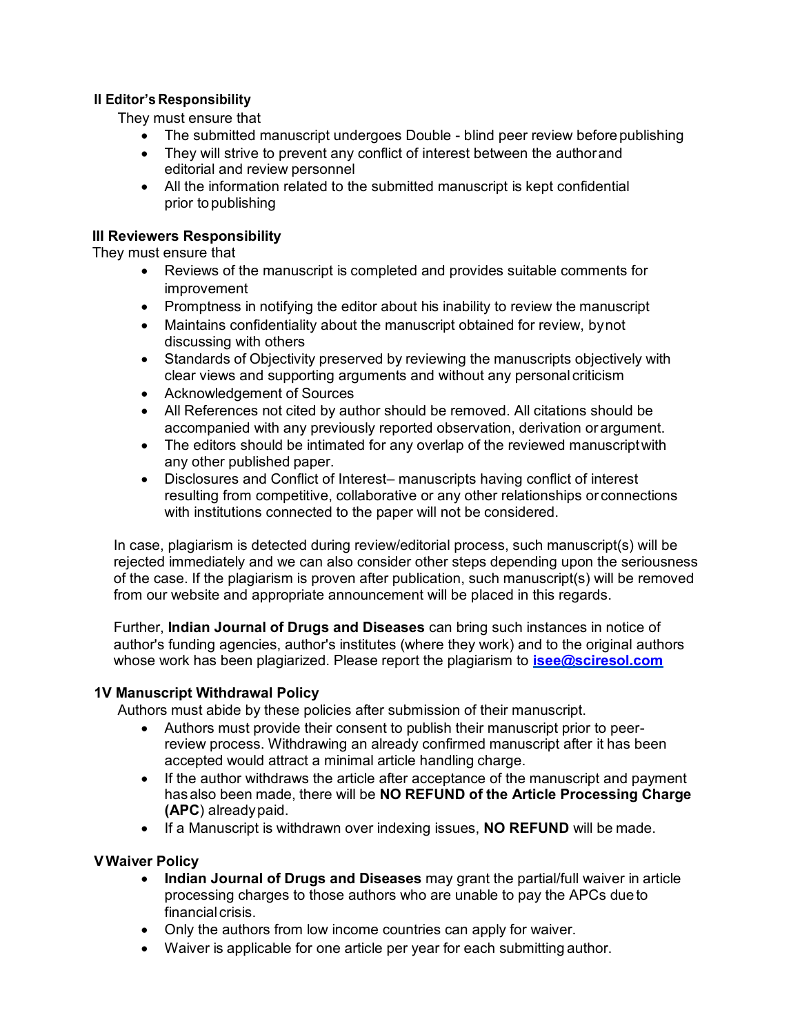### II Editor's Responsibility

They must ensure that

- The submitted manuscript undergoes Double - blind peer review before publishing
- They will strive to prevent any conflict of interest between the author and editorial and review personnel
- All the information related to the submitted manuscript is kept confidential prior to publishing

### III Reviewers Responsibility

They must ensure that

- Reviews of the manuscript is completed and provides suitable comments for improvement
- Promptness in notifying the editor about his inability to review the manuscript
- Maintains confidentiality about the manuscript obtained for review, by not discussing with others
- Standards of Objectivity preserved by reviewing the manuscripts objectively with clear views and supporting arguments and without any personal criticism
- Acknowledgement of Sources
- All References not cited by author should be removed. All citations should be accompanied with any previously reported observation, derivation or argument.
- The editors should be intimated for any overlap of the reviewed manuscript with any other published paper.
- Disclosures and Conflict of Interest– manuscripts having conflict of interest resulting from competitive, collaborative or any other relationships or connections with institutions connected to the paper will not be considered.

In case, plagiarism is detected during review/editorial process, such manuscript(s) will be rejected immediately and we can also consider other steps depending upon the seriousness of the case. If the plagiarism is proven after publication, such manuscript(s) will be removed from our website and appropriate announcement will be placed in this regards.

Further, **Indian Journal of Drugs and Diseases** can bring such instances in notice of author's funding agencies, author's institutes (where they work) and to the original authors whose work has been plagiarized. Please report the plagiarism to **isee@sciresol.com**

### 1V Manuscript Withdrawal Policy

Authors must abide by these policies after submission of their manuscript.

- Authors must provide their consent to publish their manuscript prior to peer-review process. Withdrawing an already confirmed manuscript after it has been accepted would attract a minimal article handling charge.
- If the author withdraws the article after acceptance of the manuscript and payment has also been made, there will be **NO REFUND of the Article Processing Charge (APC)** already paid.
- If a Manuscript is withdrawn over indexing issues, **NO REFUND** will be made.

### V Waiver Policy

- **Indian Journal of Drugs and Diseases** may grant the partial/full waiver in article processing charges to those authors who are unable to pay the APCs due to financial crisis.
- Only the authors from low income countries can apply for waiver.
- Waiver is applicable for one article per year for each submitting author.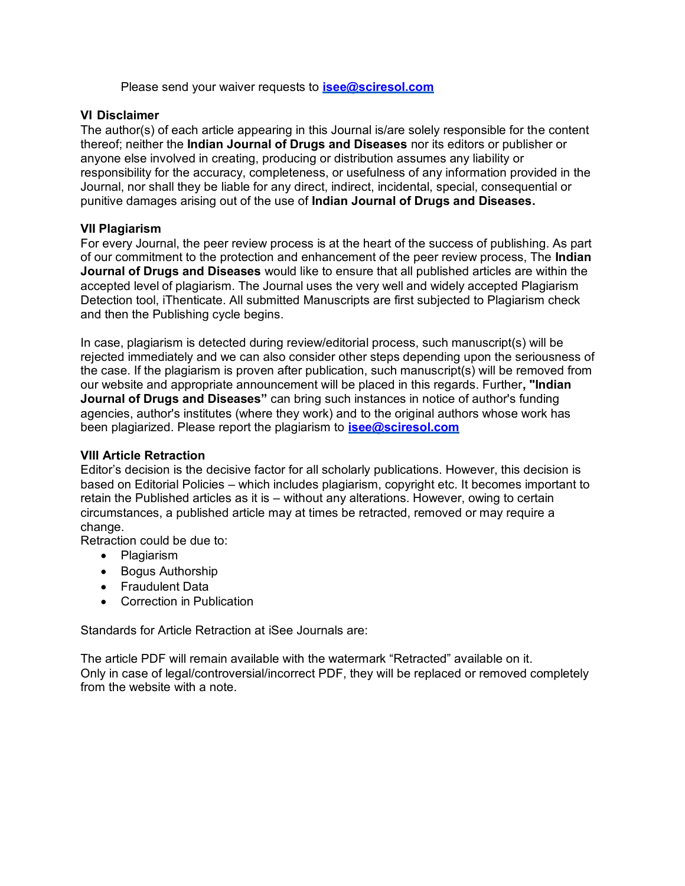Please send your waiver requests to **isee@sciresol.com**

**VI Disclaimer**

The author(s) of each article appearing in this Journal is/are solely responsible for the content thereof; neither the **Indian Journal of Drugs and Diseases** nor its editors or publisher or anyone else involved in creating, producing or distribution assumes any liability or responsibility for the accuracy, completeness, or usefulness of any information provided in the Journal, nor shall they be liable for any direct, indirect, incidental, special, consequential or punitive damages arising out of the use of **Indian Journal of Drugs and Diseases.**

**VII Plagiarism**

For every Journal, the peer review process is at the heart of the success of publishing. As part of our commitment to the protection and enhancement of the peer review process, The **Indian Journal of Drugs and Diseases** would like to ensure that all published articles are within the accepted level of plagiarism. The Journal uses the very well and widely accepted Plagiarism Detection tool, iThenticate. All submitted Manuscripts are first subjected to Plagiarism check and then the Publishing cycle begins.

In case, plagiarism is detected during review/editorial process, such manuscript(s) will be rejected immediately and we can also consider other steps depending upon the seriousness of the case. If the plagiarism is proven after publication, such manuscript(s) will be removed from our website and appropriate announcement will be placed in this regards. Further**, "Indian Journal of Drugs and Diseases"** can bring such instances in notice of author's funding agencies, author's institutes (where they work) and to the original authors whose work has been plagiarized. Please report the plagiarism to **isee@sciresol.com**

**VIII Article Retraction**

Editor's decision is the decisive factor for all scholarly publications. However, this decision is based on Editorial Policies – which includes plagiarism, copyright etc. It becomes important to retain the Published articles as it is – without any alterations. However, owing to certain circumstances, a published article may at times be retracted, removed or may require a change.

Retraction could be due to:

- Plagiarism
- Bogus Authorship
- Fraudulent Data
- Correction in Publication

Standards for Article Retraction at iSee Journals are:

The article PDF will remain available with the watermark "Retracted" available on it.
Only in case of legal/controversial/incorrect PDF, they will be replaced or removed completely from the website with a note.